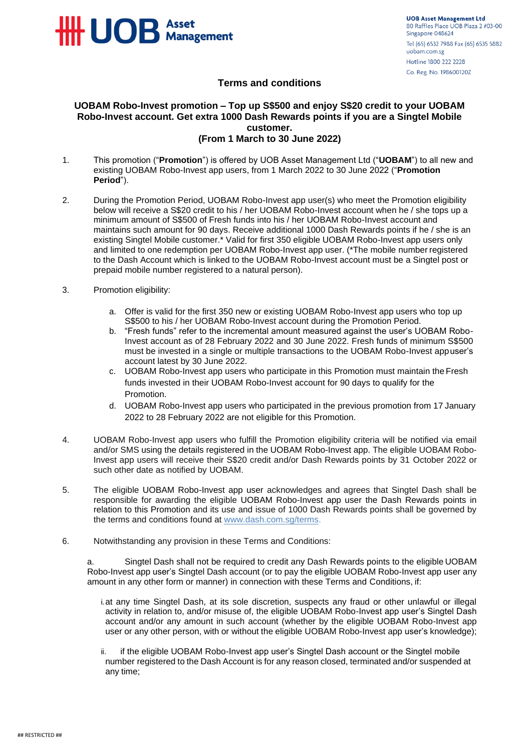**UOB Asset Management**

**UOB Asset Management Ltd**
80 Raffles Place UOB Plaza 2 #03-00
Singapore 048624
Tel (65) 6532 7988 Fax (65) 6535 5882
uobam.com.sg
Hotline 1800 222 2228
Co. Reg. No. 198600120Z

## Terms and conditions

### UOBAM Robo-Invest promotion – Top up S$500 and enjoy S$20 credit to your UOBAM Robo-Invest account. Get extra 1000 Dash Rewards points if you are a Singtel Mobile customer.
### (From 1 March to 30 June 2022)

1. This promotion ("**Promotion**") is offered by UOB Asset Management Ltd ("**UOBAM**") to all new and existing UOBAM Robo-Invest app users, from 1 March 2022 to 30 June 2022 ("**Promotion Period**").

2. During the Promotion Period, UOBAM Robo-Invest app user(s) who meet the Promotion eligibility below will receive a S$20 credit to his / her UOBAM Robo-Invest account when he / she tops up a minimum amount of S$500 of Fresh funds into his / her UOBAM Robo-Invest account and maintains such amount for 90 days. Receive additional 1000 Dash Rewards points if he / she is an existing Singtel Mobile customer.* Valid for first 350 eligible UOBAM Robo-Invest app users only and limited to one redemption per UOBAM Robo-Invest app user. (*The mobile number registered to the Dash Account which is linked to the UOBAM Robo-Invest account must be a Singtel post or prepaid mobile number registered to a natural person).

3. Promotion eligibility:

   a. Offer is valid for the first 350 new or existing UOBAM Robo-Invest app users who top up S$500 to his / her UOBAM Robo-Invest account during the Promotion Period.
   b. "Fresh funds" refer to the incremental amount measured against the user's UOBAM Robo-Invest account as of 28 February 2022 and 30 June 2022. Fresh funds of minimum S$500 must be invested in a single or multiple transactions to the UOBAM Robo-Invest app user's account latest by 30 June 2022.
   c. UOBAM Robo-Invest app users who participate in this Promotion must maintain the Fresh funds invested in their UOBAM Robo-Invest account for 90 days to qualify for the Promotion.
   d. UOBAM Robo-Invest app users who participated in the previous promotion from 17 January 2022 to 28 February 2022 are not eligible for this Promotion.

4. UOBAM Robo-Invest app users who fulfill the Promotion eligibility criteria will be notified via email and/or SMS using the details registered in the UOBAM Robo-Invest app. The eligible UOBAM Robo-Invest app users will receive their S$20 credit and/or Dash Rewards points by 31 October 2022 or such other date as notified by UOBAM.

5. The eligible UOBAM Robo-Invest app user acknowledges and agrees that Singtel Dash shall be responsible for awarding the eligible UOBAM Robo-Invest app user the Dash Rewards points in relation to this Promotion and its use and issue of 1000 Dash Rewards points shall be governed by the terms and conditions found at www.dash.com.sg/terms.

6. Notwithstanding any provision in these Terms and Conditions:

   a. Singtel Dash shall not be required to credit any Dash Rewards points to the eligible UOBAM Robo-Invest app user's Singtel Dash account (or to pay the eligible UOBAM Robo-Invest app user any amount in any other form or manner) in connection with these Terms and Conditions, if:

      i. at any time Singtel Dash, at its sole discretion, suspects any fraud or other unlawful or illegal activity in relation to, and/or misuse of, the eligible UOBAM Robo-Invest app user's Singtel Dash account and/or any amount in such account (whether by the eligible UOBAM Robo-Invest app user or any other person, with or without the eligible UOBAM Robo-Invest app user's knowledge);

      ii. if the eligible UOBAM Robo-Invest app user's Singtel Dash account or the Singtel mobile number registered to the Dash Account is for any reason closed, terminated and/or suspended at any time;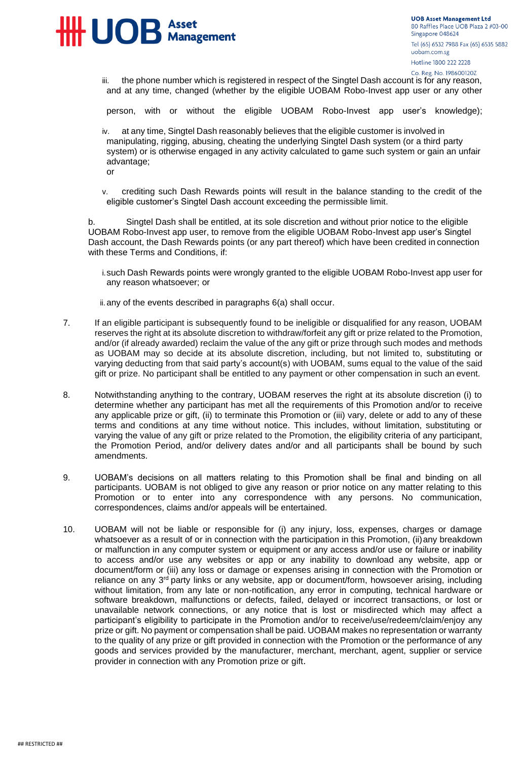iii. the phone number which is registered in respect of the Singtel Dash account is for any reason, and at any time, changed (whether by the eligible UOBAM Robo-Invest app user or any other person, with or without the eligible UOBAM Robo-Invest app user's knowledge);

iv. at any time, Singtel Dash reasonably believes that the eligible customer is involved in manipulating, rigging, abusing, cheating the underlying Singtel Dash system (or a third party system) or is otherwise engaged in any activity calculated to game such system or gain an unfair advantage;
or

v. crediting such Dash Rewards points will result in the balance standing to the credit of the eligible customer's Singtel Dash account exceeding the permissible limit.

b. Singtel Dash shall be entitled, at its sole discretion and without prior notice to the eligible UOBAM Robo-Invest app user, to remove from the eligible UOBAM Robo-Invest app user's Singtel Dash account, the Dash Rewards points (or any part thereof) which have been credited in connection with these Terms and Conditions, if:

i. such Dash Rewards points were wrongly granted to the eligible UOBAM Robo-Invest app user for any reason whatsoever; or

ii. any of the events described in paragraphs 6(a) shall occur.

7. If an eligible participant is subsequently found to be ineligible or disqualified for any reason, UOBAM reserves the right at its absolute discretion to withdraw/forfeit any gift or prize related to the Promotion, and/or (if already awarded) reclaim the value of the any gift or prize through such modes and methods as UOBAM may so decide at its absolute discretion, including, but not limited to, substituting or varying deducting from that said party's account(s) with UOBAM, sums equal to the value of the said gift or prize. No participant shall be entitled to any payment or other compensation in such an event.

8. Notwithstanding anything to the contrary, UOBAM reserves the right at its absolute discretion (i) to determine whether any participant has met all the requirements of this Promotion and/or to receive any applicable prize or gift, (ii) to terminate this Promotion or (iii) vary, delete or add to any of these terms and conditions at any time without notice. This includes, without limitation, substituting or varying the value of any gift or prize related to the Promotion, the eligibility criteria of any participant, the Promotion Period, and/or delivery dates and/or and all participants shall be bound by such amendments.

9. UOBAM's decisions on all matters relating to this Promotion shall be final and binding on all participants. UOBAM is not obliged to give any reason or prior notice on any matter relating to this Promotion or to enter into any correspondence with any persons. No communication, correspondences, claims and/or appeals will be entertained.

10. UOBAM will not be liable or responsible for (i) any injury, loss, expenses, charges or damage whatsoever as a result of or in connection with the participation in this Promotion, (ii) any breakdown or malfunction in any computer system or equipment or any access and/or use or failure or inability to access and/or use any websites or app or any inability to download any website, app or document/form or (iii) any loss or damage or expenses arising in connection with the Promotion or reliance on any 3rd party links or any website, app or document/form, howsoever arising, including without limitation, from any late or non-notification, any error in computing, technical hardware or software breakdown, malfunctions or defects, failed, delayed or incorrect transactions, or lost or unavailable network connections, or any notice that is lost or misdirected which may affect a participant's eligibility to participate in the Promotion and/or to receive/use/redeem/claim/enjoy any prize or gift. No payment or compensation shall be paid. UOBAM makes no representation or warranty to the quality of any prize or gift provided in connection with the Promotion or the performance of any goods and services provided by the manufacturer, merchant, merchant, agent, supplier or service provider in connection with any Promotion prize or gift.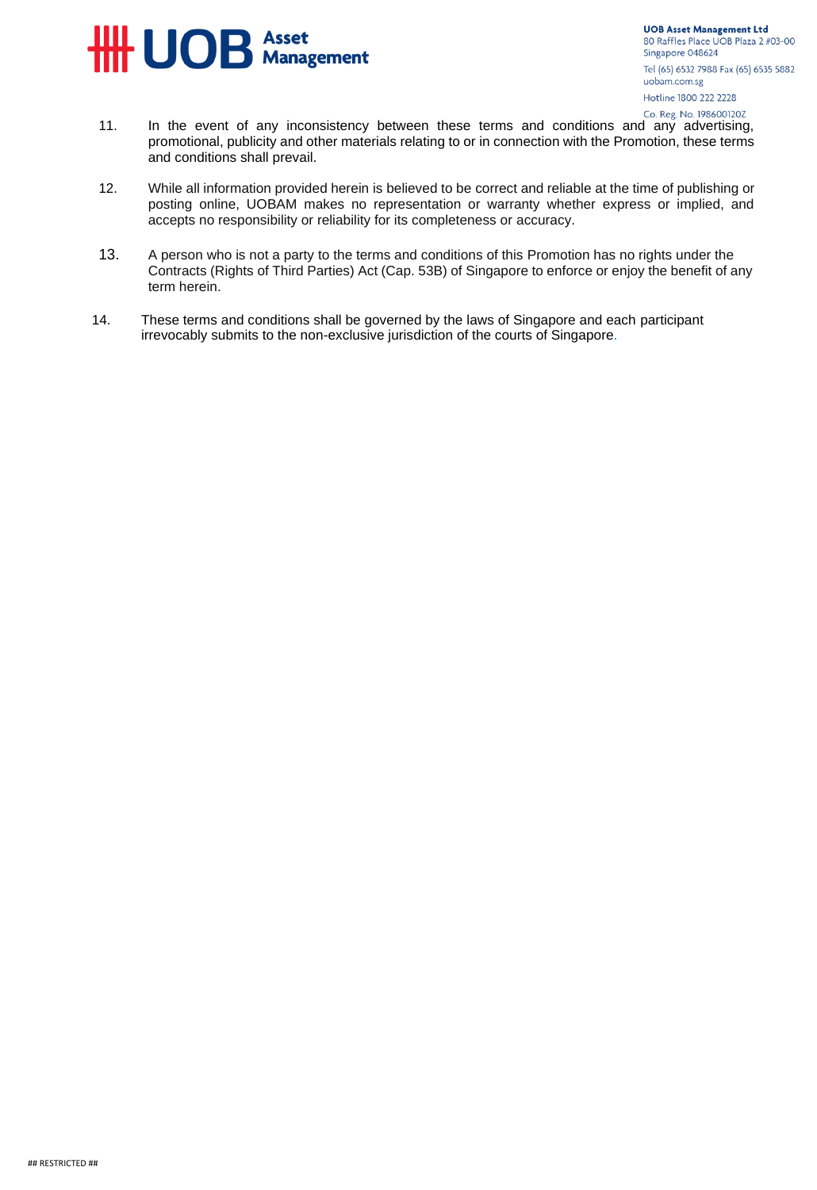11. In the event of any inconsistency between these terms and conditions and any advertising, promotional, publicity and other materials relating to or in connection with the Promotion, these terms and conditions shall prevail.

12. While all information provided herein is believed to be correct and reliable at the time of publishing or posting online, UOBAM makes no representation or warranty whether express or implied, and accepts no responsibility or reliability for its completeness or accuracy.

13. A person who is not a party to the terms and conditions of this Promotion has no rights under the Contracts (Rights of Third Parties) Act (Cap. 53B) of Singapore to enforce or enjoy the benefit of any term herein.

14. These terms and conditions shall be governed by the laws of Singapore and each participant irrevocably submits to the non-exclusive jurisdiction of the courts of Singapore.